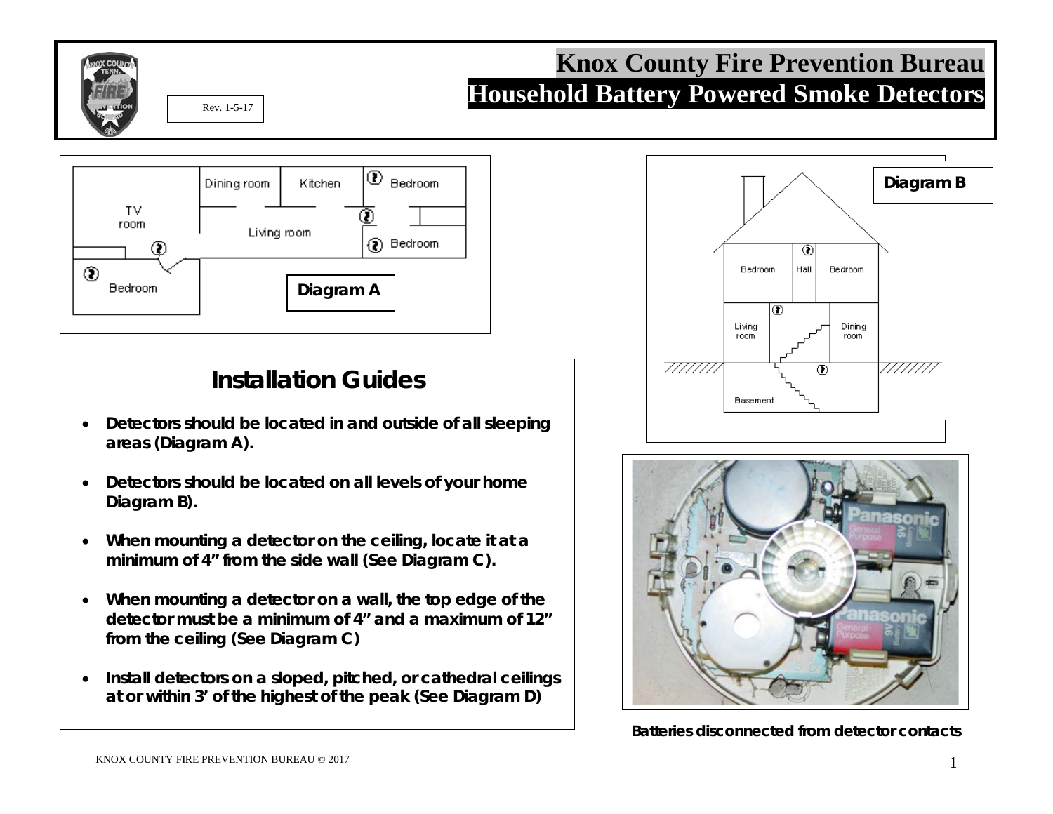# Knox County Fire Prevention Bureau
# Household Battery Powered Smoke Detectors

Rev. 1-5-17

Diagram A

Diagram B

## Installation Guides

- Detectors should be located in and outside of all sleeping areas (Diagram A).
- Detectors should be located on all levels of your home Diagram B).
- When mounting a detector on the ceiling, locate it at a minimum of 4" from the side wall (See Diagram C).
- When mounting a detector on a wall, the top edge of the detector must be a minimum of 4" and a maximum of 12" from the ceiling (See Diagram C)
- Install detectors on a sloped, pitched, or cathedral ceilings at or within 3' of the highest of the peak (See Diagram D)

**Batteries disconnected from detector contacts**

KNOX COUNTY FIRE PREVENTION BUREAU © 2017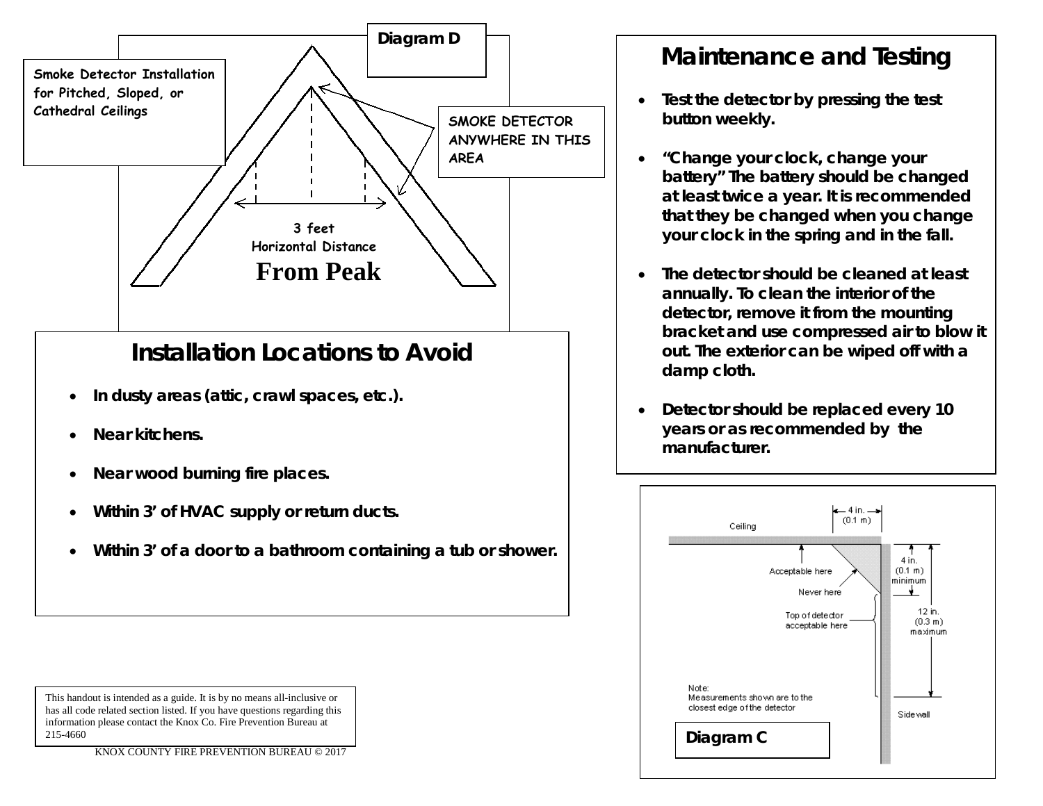**Diagram D**

Smoke Detector Installation for Pitched, Sloped, or Cathedral Ceilings

SMOKE DETECTOR ANYWHERE IN THIS AREA

3 feet
Horizontal Distance
**From Peak**

## Installation Locations to Avoid

- In dusty areas (attic, crawl spaces, etc.).
- Near kitchens.
- Near wood burning fire places.
- Within 3' of HVAC supply or return ducts.
- Within 3' of a door to a bathroom containing a tub or shower.

This handout is intended as a guide. It is by no means all-inclusive or has all code related section listed. If you have questions regarding this information please contact the Knox Co. Fire Prevention Bureau at 215-4660

KNOX COUNTY FIRE PREVENTION BUREAU © 2017

## Maintenance and Testing

- Test the detector by pressing the test button weekly.
- "Change your clock, change your battery" The battery should be changed at least twice a year. It is recommended that they be changed when you change your clock in the spring and in the fall.
- The detector should be cleaned at least annually. To clean the interior of the detector, remove it from the mounting bracket and use compressed air to blow it out. The exterior can be wiped off with a damp cloth.
- Detector should be replaced every 10 years or as recommended by the manufacturer.

4 in.
(0.1 m)
Ceiling
Acceptable here
Never here
Top of detector acceptable here
4 in.
(0.1 m)
minimum
12 in.
(0.3 m)
maximum
Note:
Measurements shown are to the closest edge of the detector
Sidewall

**Diagram C**